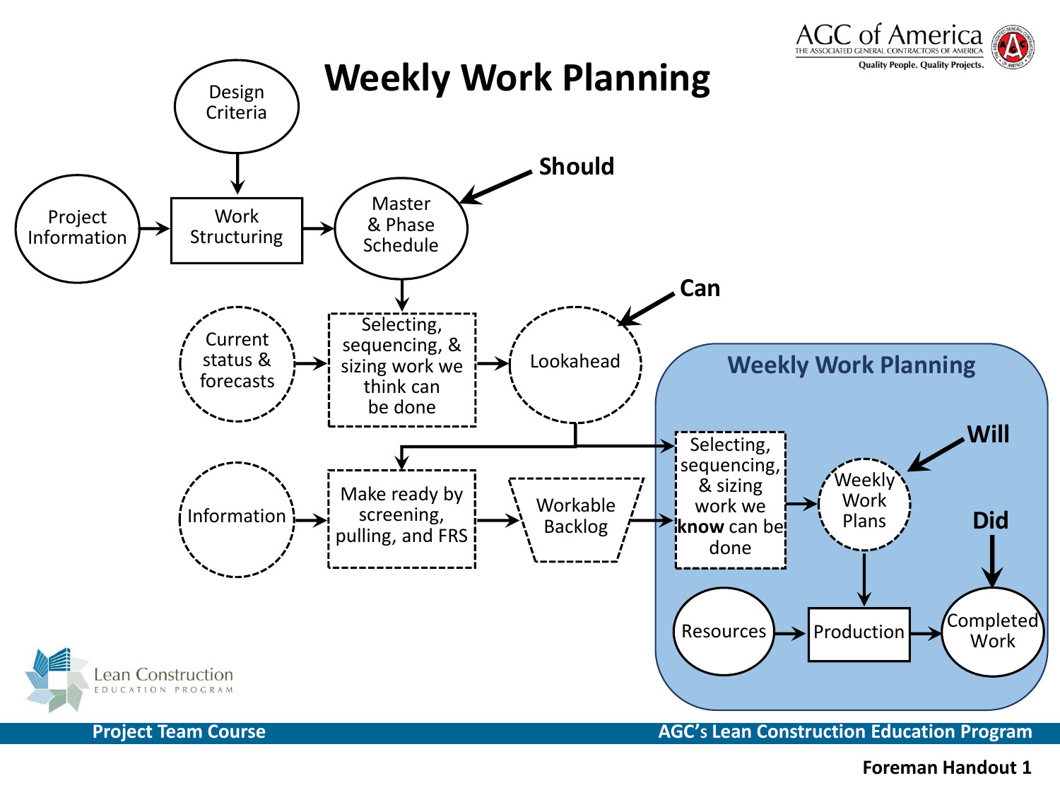# Weekly Work Planning

Design Criteria

Project Information → Work Structuring → Master & Phase Schedule ← **Should**

Current status & forecasts → Selecting, sequencing, & sizing work we think can be done → Lookahead ← **Can**

Information → Make ready by screening, pulling, and FRS → Workable Backlog

## Weekly Work Planning

Selecting, sequencing, & sizing work we **know** can be done → Weekly Work Plans ← **Will**

Resources → Production → Completed Work ← **Did**

Project Team Course

AGC's Lean Construction Education Program

**Foreman Handout 1**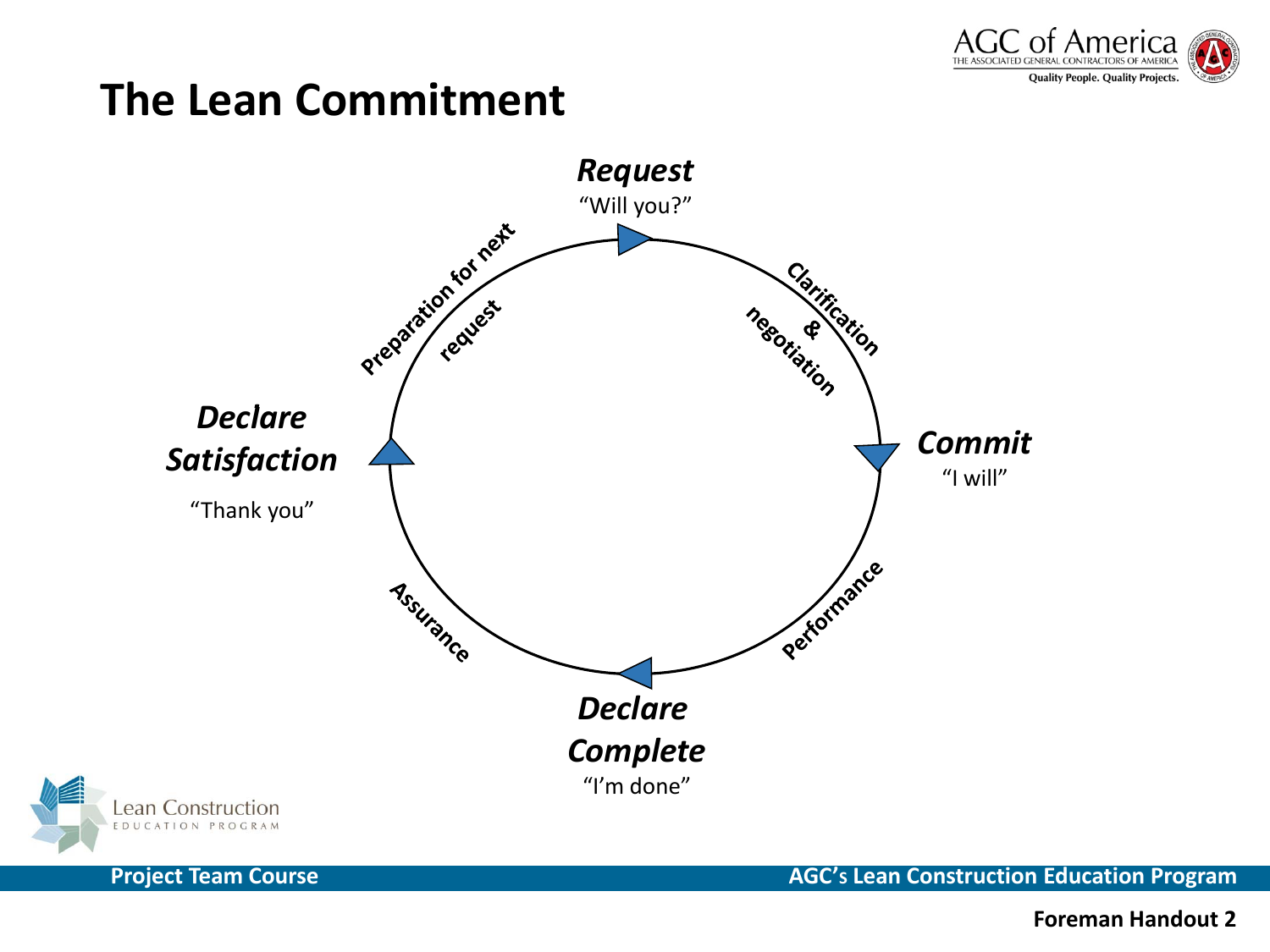# The Lean Commitment

***Request***
"Will you?"

**Clarification & negotiation**

***Commit***
"I will"

**Performance**

***Declare Complete***
"I'm done"

**Assurance**

***Declare Satisfaction***
"Thank you"

**Preparation for next request**

Project Team Course

AGC's Lean Construction Education Program

Foreman Handout 2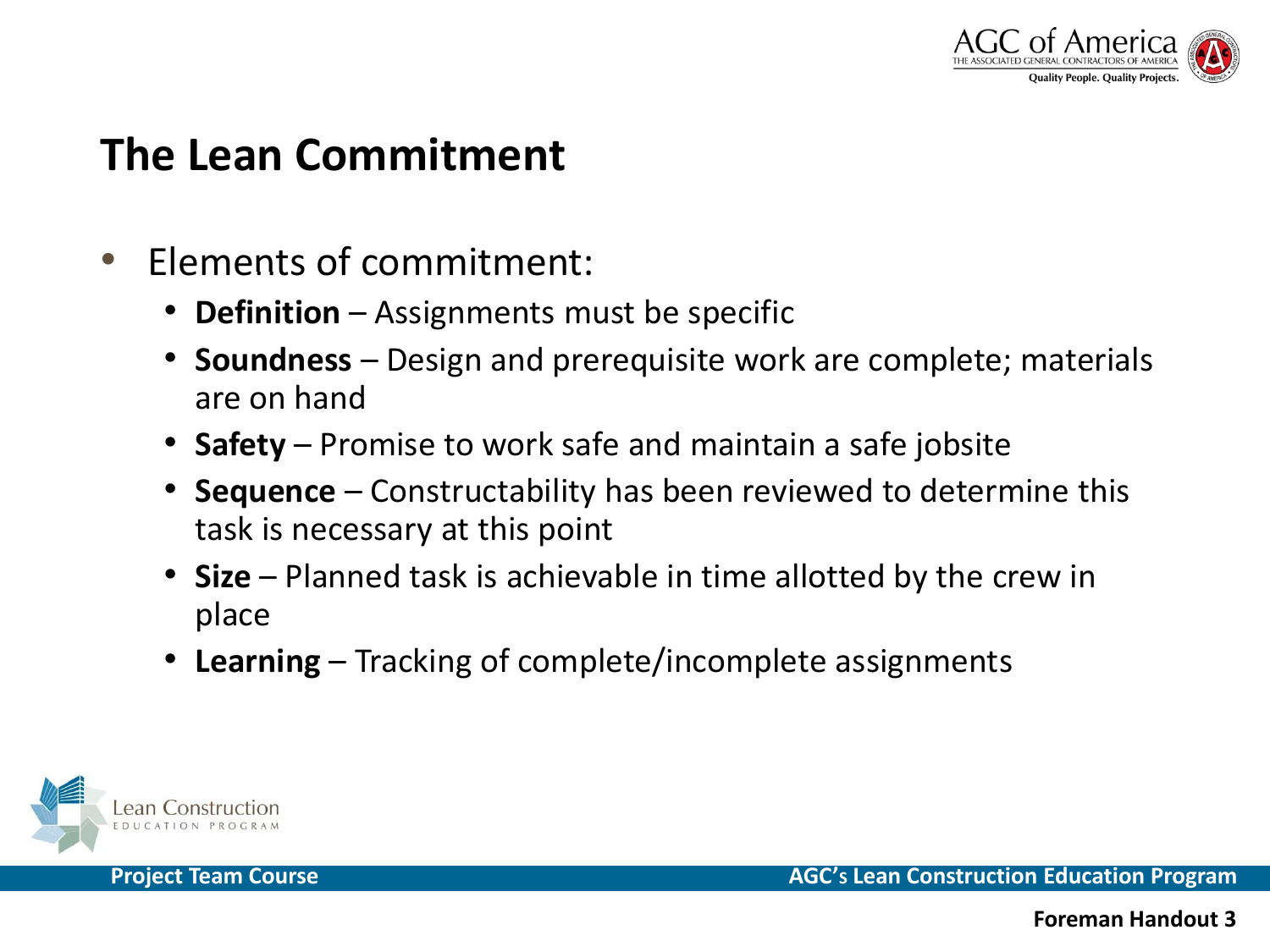# The Lean Commitment

- Elements of commitment:
  - **Definition** – Assignments must be specific
  - **Soundness** – Design and prerequisite work are complete; materials are on hand
  - **Safety** – Promise to work safe and maintain a safe jobsite
  - **Sequence** – Constructability has been reviewed to determine this task is necessary at this point
  - **Size** – Planned task is achievable in time allotted by the crew in place
  - **Learning** – Tracking of complete/incomplete assignments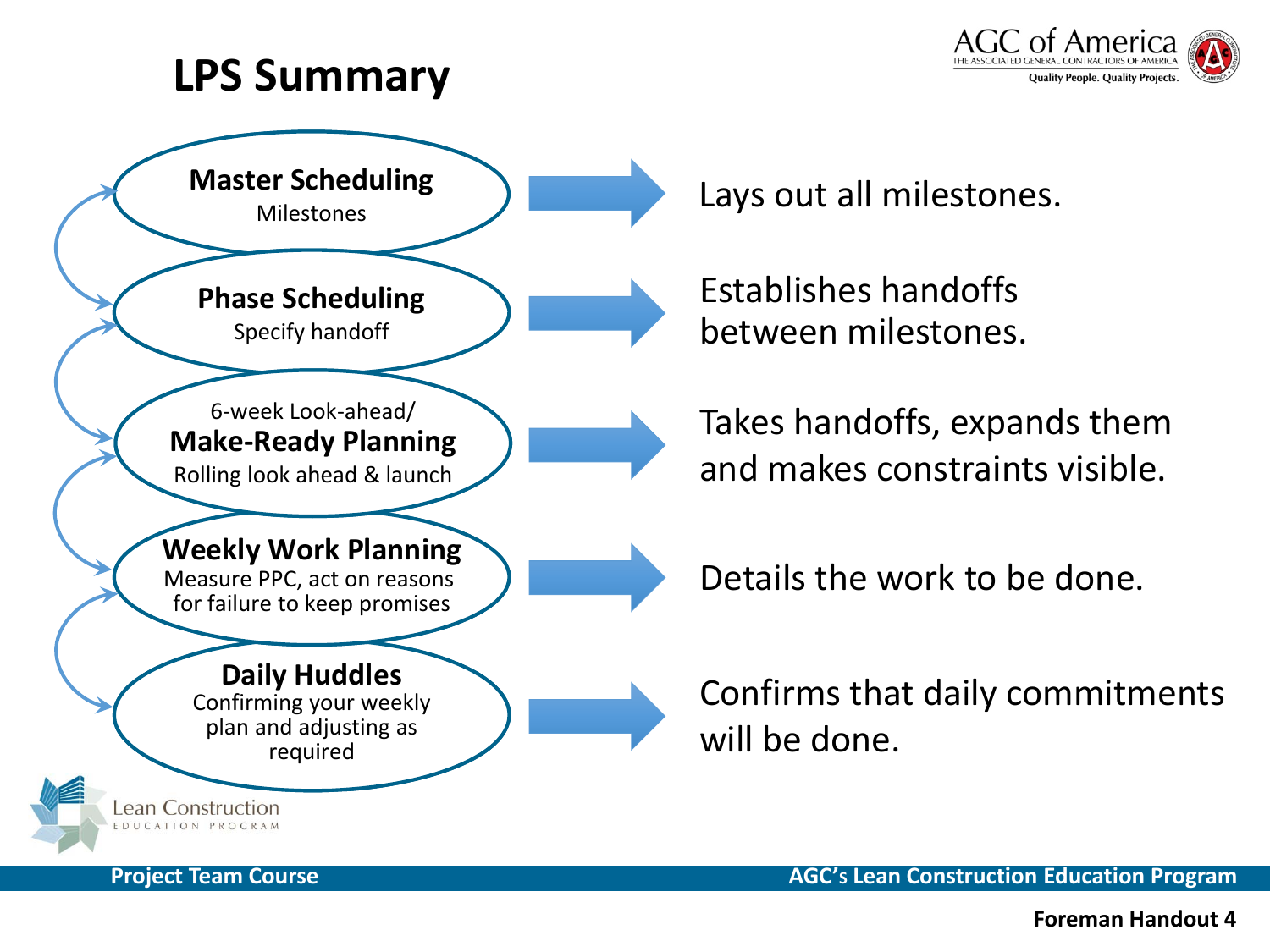# LPS Summary

**Master Scheduling**
Milestones

Lays out all milestones.

**Phase Scheduling**
Specify handoff

Establishes handoffs between milestones.

6-week Look-ahead/
**Make-Ready Planning**
Rolling look ahead & launch

Takes handoffs, expands them and makes constraints visible.

**Weekly Work Planning**
Measure PPC, act on reasons for failure to keep promises

Details the work to be done.

**Daily Huddles**
Confirming your weekly plan and adjusting as required

Confirms that daily commitments will be done.

**Foreman Handout 4**